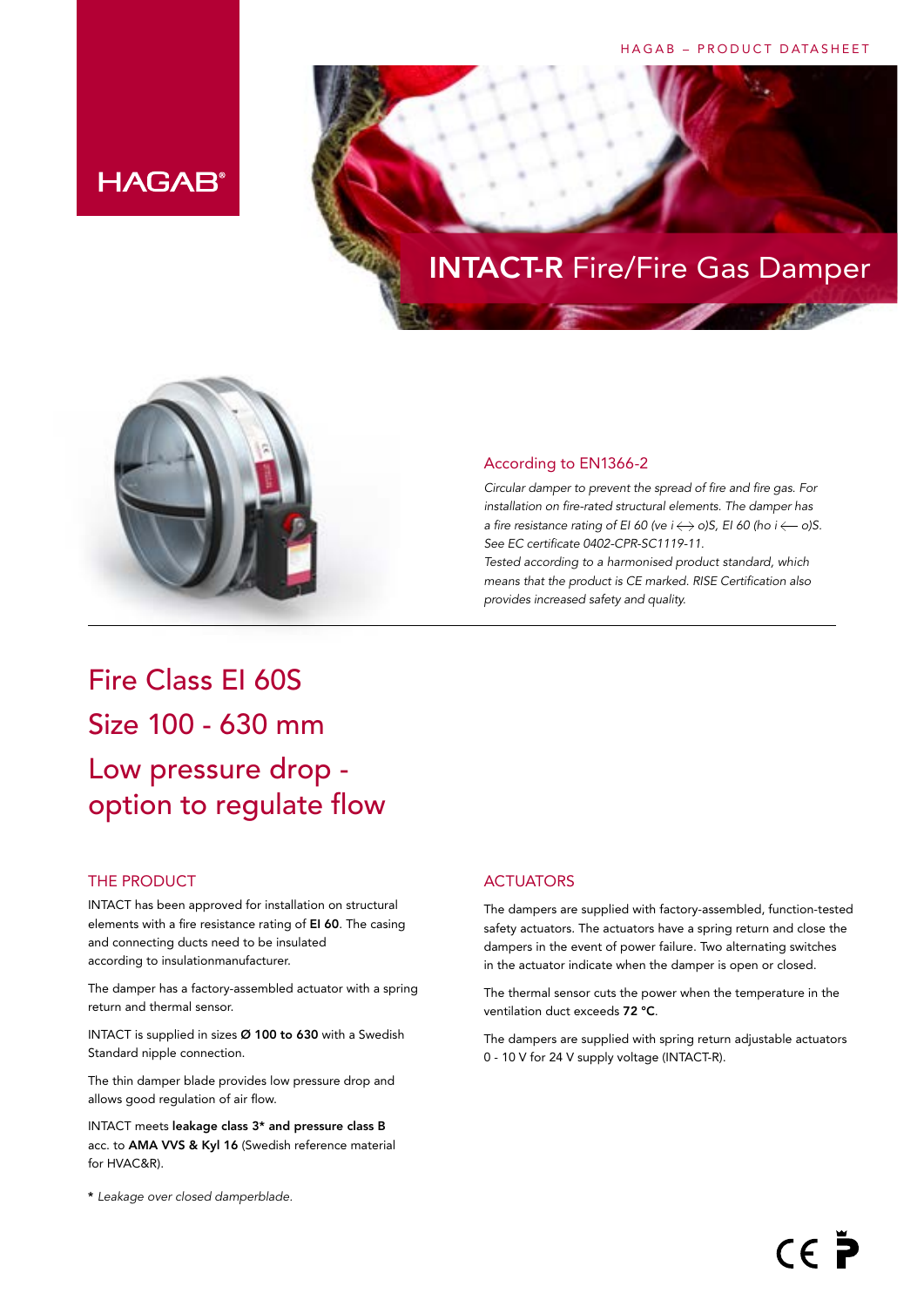HAGAB – PRODUCT DATASHEET

HAGAB®

# INTACT-R Fire/Fire Gas Damper

## According to EN1366-2

*Circular damper to prevent the spread of fire and fire gas. For installation on fire-rated structural elements. The damper has a fire resistance rating of EI 60 (ve i ⟷ o)S, EI 60 (ho i ⟵ o)S. See EC certificate 0402-CPR-SC1119-11.*
*Tested according to a harmonised product standard, which means that the product is CE marked. RISE Certification also provides increased safety and quality.*

## Fire Class EI 60S
## Size 100 - 630 mm
## Low pressure drop - option to regulate flow

### THE PRODUCT

INTACT has been approved for installation on structural elements with a fire resistance rating of **EI 60**. The casing and connecting ducts need to be insulated according to insulationmanufacturer.

The damper has a factory-assembled actuator with a spring return and thermal sensor.

INTACT is supplied in sizes **Ø 100 to 630** with a Swedish Standard nipple connection.

The thin damper blade provides low pressure drop and allows good regulation of air flow.

INTACT meets **leakage class 3* and pressure class B** acc. to **AMA VVS & Kyl 16** (Swedish reference material for HVAC&R).

**\*** *Leakage over closed damperblade.*

### ACTUATORS

The dampers are supplied with factory-assembled, function-tested safety actuators. The actuators have a spring return and close the dampers in the event of power failure. Two alternating switches in the actuator indicate when the damper is open or closed.

The thermal sensor cuts the power when the temperature in the ventilation duct exceeds **72 °C**.

The dampers are supplied with spring return adjustable actuators 0 - 10 V for 24 V supply voltage (INTACT-R).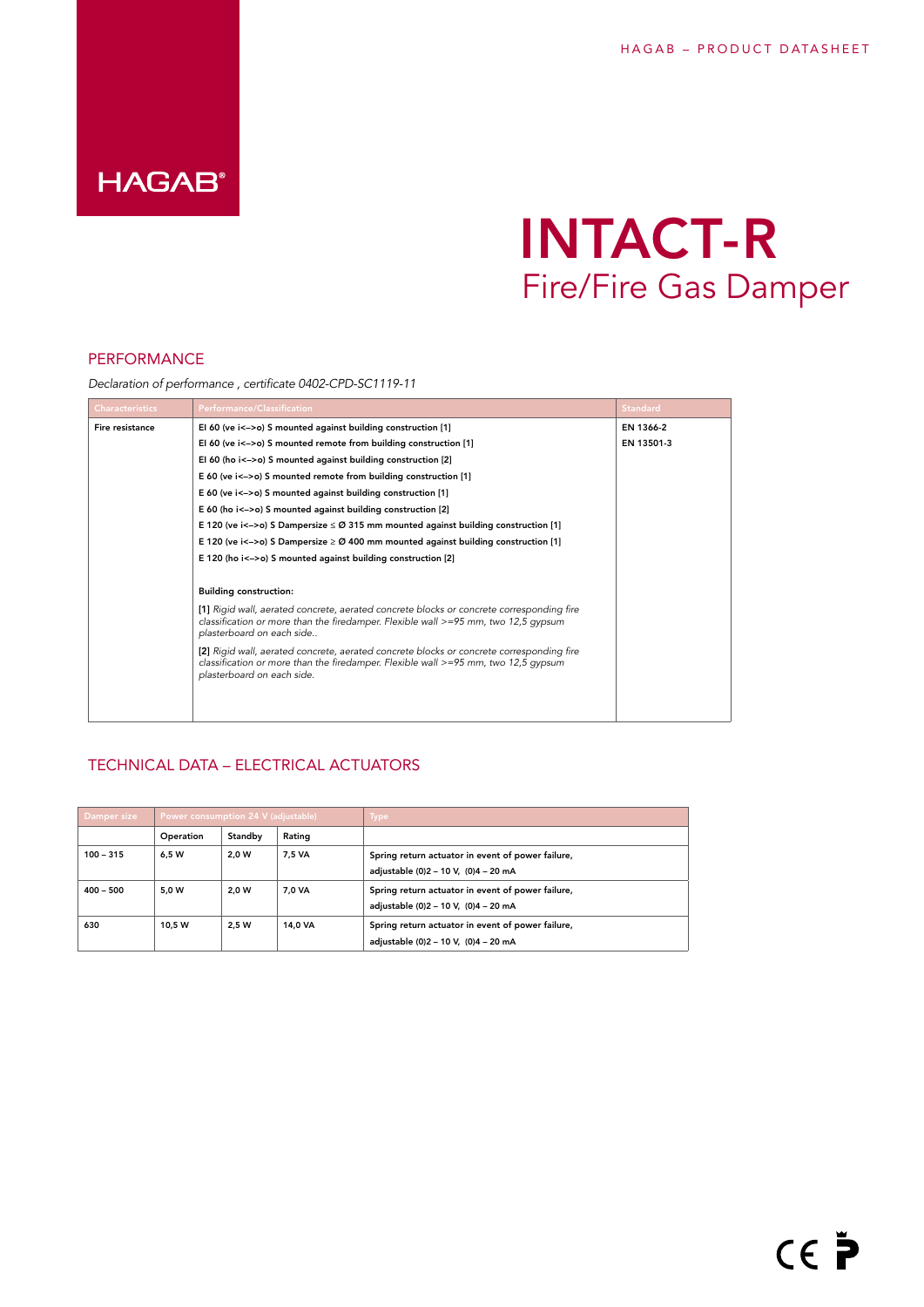# INTACT-R

## Fire/Fire Gas Damper

### PERFORMANCE

*Declaration of performance , certificate 0402-CPD-SC1119-11*

| Characteristics | Performance/Classification | Standard |
|---|---|---|
| Fire resistance | EI 60 (ve i<–>o) S mounted against building construction [1] | EN 1366-2 |
| | EI 60 (ve i<–>o) S mounted remote from building construction [1] | EN 13501-3 |
| | EI 60 (ho i<–>o) S mounted against building construction [2] | |
| | E 60 (ve i<–>o) S mounted remote from building construction [1] | |
| | E 60 (ve i<–>o) S mounted against building construction [1] | |
| | E 60 (ho i<–>o) S mounted against building construction [2] | |
| | E 120 (ve i<–>o) S Dampersize ≤ Ø 315 mm mounted against building construction [1] | |
| | E 120 (ve i<–>o) S Dampersize ≥ Ø 400 mm mounted against building construction [1] | |
| | E 120 (ho i<–>o) S mounted against building construction [2] | |
| | **Building construction:** | |
| | [1] *Rigid wall, aerated concrete, aerated concrete blocks or concrete corresponding fire classification or more than the firedamper. Flexible wall >=95 mm, two 12,5 gypsum plasterboard on each side..* | |
| | [2] *Rigid wall, aerated concrete, aerated concrete blocks or concrete corresponding fire classification or more than the firedamper. Flexible wall >=95 mm, two 12,5 gypsum plasterboard on each side.* | |

### TECHNICAL DATA – ELECTRICAL ACTUATORS

| Damper size | Power consumption 24 V (adjustable) | | | Type |
|---|---|---|---|---|
| | Operation | Standby | Rating | |
| 100 – 315 | 6,5 W | 2,0 W | 7,5 VA | Spring return actuator in event of power failure, adjustable (0)2 – 10 V, (0)4 – 20 mA |
| 400 – 500 | 5,0 W | 2,0 W | 7,0 VA | Spring return actuator in event of power failure, adjustable (0)2 – 10 V, (0)4 – 20 mA |
| 630 | 10,5 W | 2,5 W | 14,0 VA | Spring return actuator in event of power failure, adjustable (0)2 – 10 V, (0)4 – 20 mA |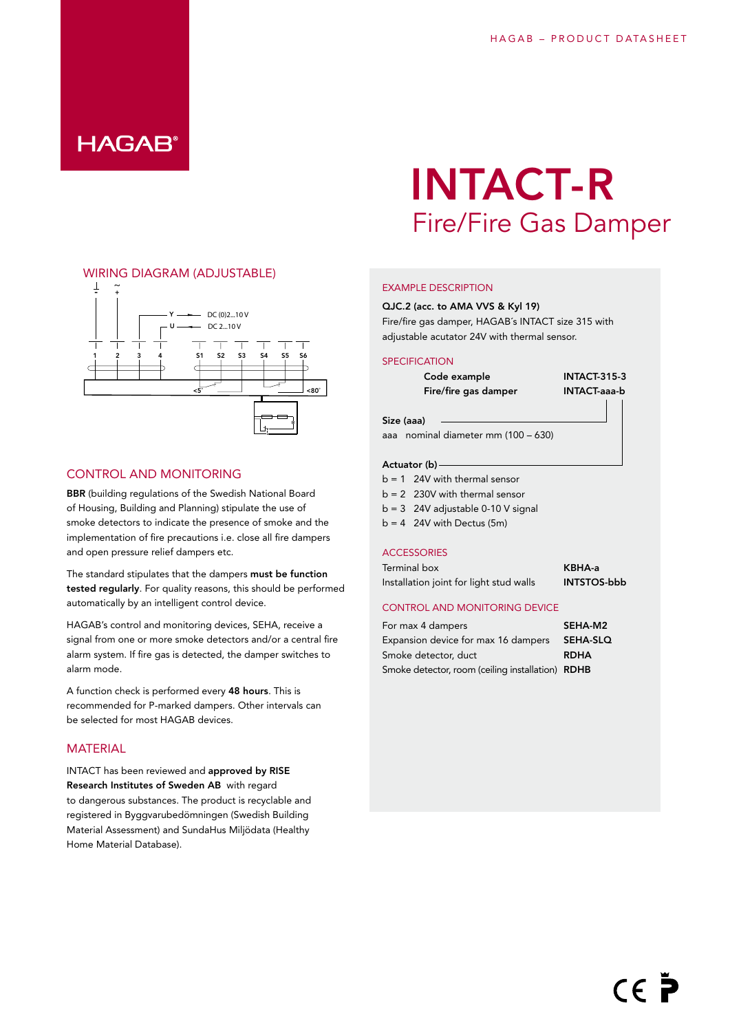# INTACT-R

## Fire/Fire Gas Damper

## WIRING DIAGRAM (ADJUSTABLE)

## CONTROL AND MONITORING

**BBR** (building regulations of the Swedish National Board of Housing, Building and Planning) stipulate the use of smoke detectors to indicate the presence of smoke and the implementation of fire precautions i.e. close all fire dampers and open pressure relief dampers etc.

The standard stipulates that the dampers **must be function tested regularly**. For quality reasons, this should be performed automatically by an intelligent control device.

HAGAB's control and monitoring devices, SEHA, receive a signal from one or more smoke detectors and/or a central fire alarm system. If fire gas is detected, the damper switches to alarm mode.

A function check is performed every **48 hours**. This is recommended for P-marked dampers. Other intervals can be selected for most HAGAB devices.

## MATERIAL

INTACT has been reviewed and **approved by RISE Research Institutes of Sweden AB** with regard to dangerous substances. The product is recyclable and registered in Byggvarubedömningen (Swedish Building Material Assessment) and SundaHus Miljödata (Healthy Home Material Database).

## EXAMPLE DESCRIPTION

**QJC.2 (acc. to AMA VVS & Kyl 19)**
Fire/fire gas damper, HAGAB´s INTACT size 315 with adjustable acutator 24V with thermal sensor.

## SPECIFICATION

| | |
|---|---|
| **Code example** | **INTACT-315-3** |
| **Fire/fire gas damper** | **INTACT-aaa-b** |

**Size (aaa)**
aaa nominal diameter mm (100 – 630)

**Actuator (b)**
- b = 1 24V with thermal sensor
- b = 2 230V with thermal sensor
- b = 3 24V adjustable 0-10 V signal
- b = 4 24V with Dectus (5m)

## ACCESSORIES

| | |
|---|---|
| Terminal box | **KBHA-a** |
| Installation joint for light stud walls | **INTSTOS-bbb** |

## CONTROL AND MONITORING DEVICE

| | |
|---|---|
| For max 4 dampers | **SEHA-M2** |
| Expansion device for max 16 dampers | **SEHA-SLQ** |
| Smoke detector, duct | **RDHA** |
| Smoke detector, room (ceiling installation) | **RDHB** |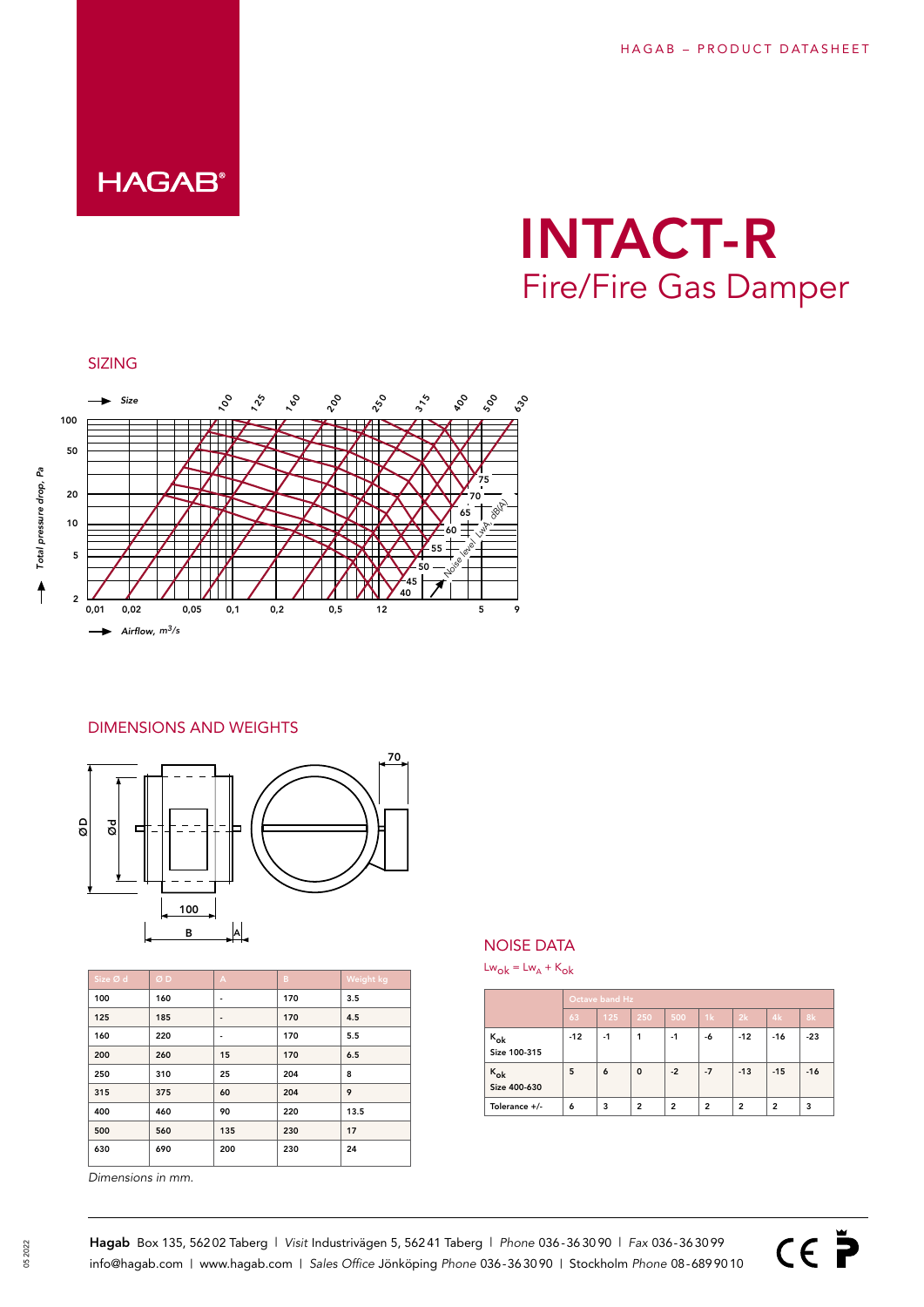HAGAB – PRODUCT DATASHEET

# INTACT-R

## Fire/Fire Gas Damper

## SIZING

Size

100 125 160 200 250 315 400 500 630

Total pressure drop, Pa

100
50
20
10
5
2

Airflow, $m^3/s$

0,01 0,02 0,05 0,1 0,2 0,5 1 2 5 9

Noise level LwA, dB(A)

75 70 65 60 55 50 45 40

## DIMENSIONS AND WEIGHTS

ØD
Ød
100
B
A
70

| Size Ø d | Ø D | A | B | Weight kg |
|---|---|---|---|---|
| 100 | 160 | - | 170 | 3.5 |
| 125 | 185 | - | 170 | 4.5 |
| 160 | 220 | - | 170 | 5.5 |
| 200 | 260 | 15 | 170 | 6.5 |
| 250 | 310 | 25 | 204 | 8 |
| 315 | 375 | 60 | 204 | 9 |
| 400 | 460 | 90 | 220 | 13.5 |
| 500 | 560 | 135 | 230 | 17 |
| 630 | 690 | 200 | 230 | 24 |

*Dimensions in mm.*

## NOISE DATA

$Lw_{ok} = Lw_A + K_{ok}$

| | Octave band Hz | | | | | | | |
|---|---|---|---|---|---|---|---|---|
| | 63 | 125 | 250 | 500 | 1k | 2k | 4k | 8k |
| $K_{ok}$ Size 100-315 | -12 | -1 | 1 | -1 | -6 | -12 | -16 | -23 |
| $K_{ok}$ Size 400-630 | 5 | 6 | 0 | -2 | -7 | -13 | -15 | -16 |
| Tolerance +/- | 6 | 3 | 2 | 2 | 2 | 2 | 2 | 3 |

**Hagab** Box 135, 562 02 Taberg | *Visit* Industrivägen 5, 562 41 Taberg | *Phone* 036-36 30 90 | *Fax* 036-36 30 99
info@hagab.com | www.hagab.com | *Sales Office* Jönköping *Phone* 036-36 30 90 | Stockholm *Phone* 08-689 90 10

05 2022